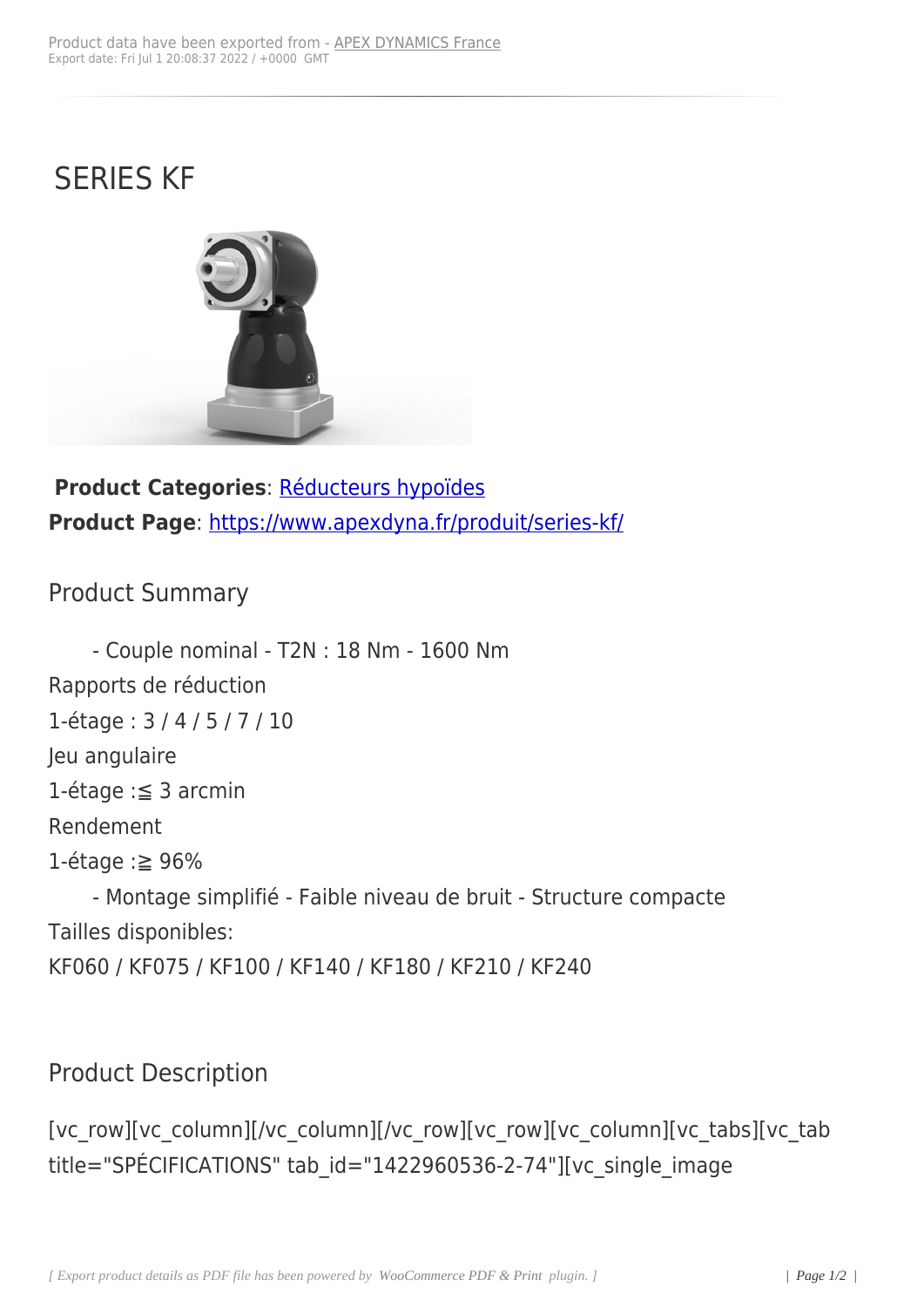# SERIES KF

**Product Categories**: Réducteurs hypoïdes
**Product Page**: https://www.apexdyna.fr/produit/series-kf/

## Product Summary

- Couple nominal - T2N : 18 Nm - 1600 Nm

Rapports de réduction
1-étage : 3 / 4 / 5 / 7 / 10
Jeu angulaire
1-étage :≦ 3 arcmin
Rendement
1-étage :≧ 96%

- Montage simplifié - Faible niveau de bruit - Structure compacte

Tailles disponibles:
KF060 / KF075 / KF100 / KF140 / KF180 / KF210 / KF240

## Product Description

[vc_row][vc_column][/vc_column][/vc_row][vc_row][vc_column][vc_tabs][vc_tab title="SPÉCIFICATIONS" tab_id="1422960536-2-74"][vc_single_image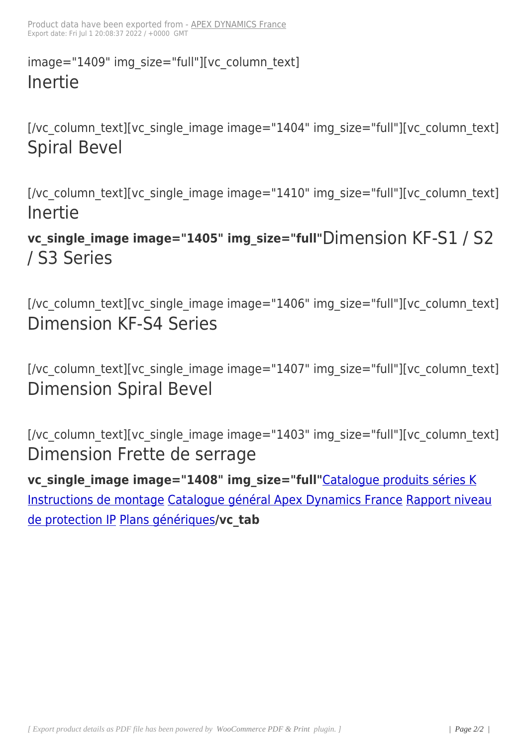image="1409" img_size="full"][vc_column_text]
Inertie

[/vc_column_text][vc_single_image image="1404" img_size="full"][vc_column_text]
Spiral Bevel

[/vc_column_text][vc_single_image image="1410" img_size="full"][vc_column_text]
Inertie

**vc_single_image image="1405" img_size="full"**Dimension KF-S1 / S2 / S3 Series

[/vc_column_text][vc_single_image image="1406" img_size="full"][vc_column_text]
Dimension KF-S4 Series

[/vc_column_text][vc_single_image image="1407" img_size="full"][vc_column_text]
Dimension Spiral Bevel

[/vc_column_text][vc_single_image image="1403" img_size="full"][vc_column_text]
Dimension Frette de serrage

**vc_single_image image="1408" img_size="full"**Catalogue produits séries K Instructions de montage Catalogue général Apex Dynamics France Rapport niveau de protection IP Plans génériques**/vc_tab**